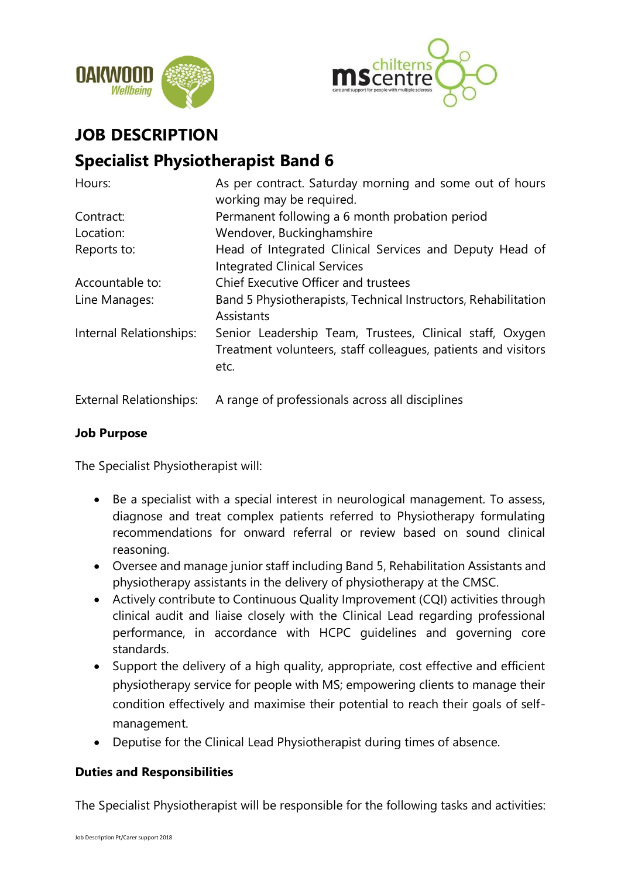# JOB DESCRIPTION

## Specialist Physiotherapist Band 6

| | |
|---|---|
| Hours: | As per contract. Saturday morning and some out of hours working may be required. |
| Contract: | Permanent following a 6 month probation period |
| Location: | Wendover, Buckinghamshire |
| Reports to: | Head of Integrated Clinical Services and Deputy Head of Integrated Clinical Services |
| Accountable to: | Chief Executive Officer and trustees |
| Line Manages: | Band 5 Physiotherapists, Technical Instructors, Rehabilitation Assistants |
| Internal Relationships: | Senior Leadership Team, Trustees, Clinical staff, Oxygen Treatment volunteers, staff colleagues, patients and visitors etc. |
| External Relationships: | A range of professionals across all disciplines |

**Job Purpose**

The Specialist Physiotherapist will:

- Be a specialist with a special interest in neurological management. To assess, diagnose and treat complex patients referred to Physiotherapy formulating recommendations for onward referral or review based on sound clinical reasoning.
- Oversee and manage junior staff including Band 5, Rehabilitation Assistants and physiotherapy assistants in the delivery of physiotherapy at the CMSC.
- Actively contribute to Continuous Quality Improvement (CQI) activities through clinical audit and liaise closely with the Clinical Lead regarding professional performance, in accordance with HCPC guidelines and governing core standards.
- Support the delivery of a high quality, appropriate, cost effective and efficient physiotherapy service for people with MS; empowering clients to manage their condition effectively and maximise their potential to reach their goals of self-management.
- Deputise for the Clinical Lead Physiotherapist during times of absence.

**Duties and Responsibilities**

The Specialist Physiotherapist will be responsible for the following tasks and activities: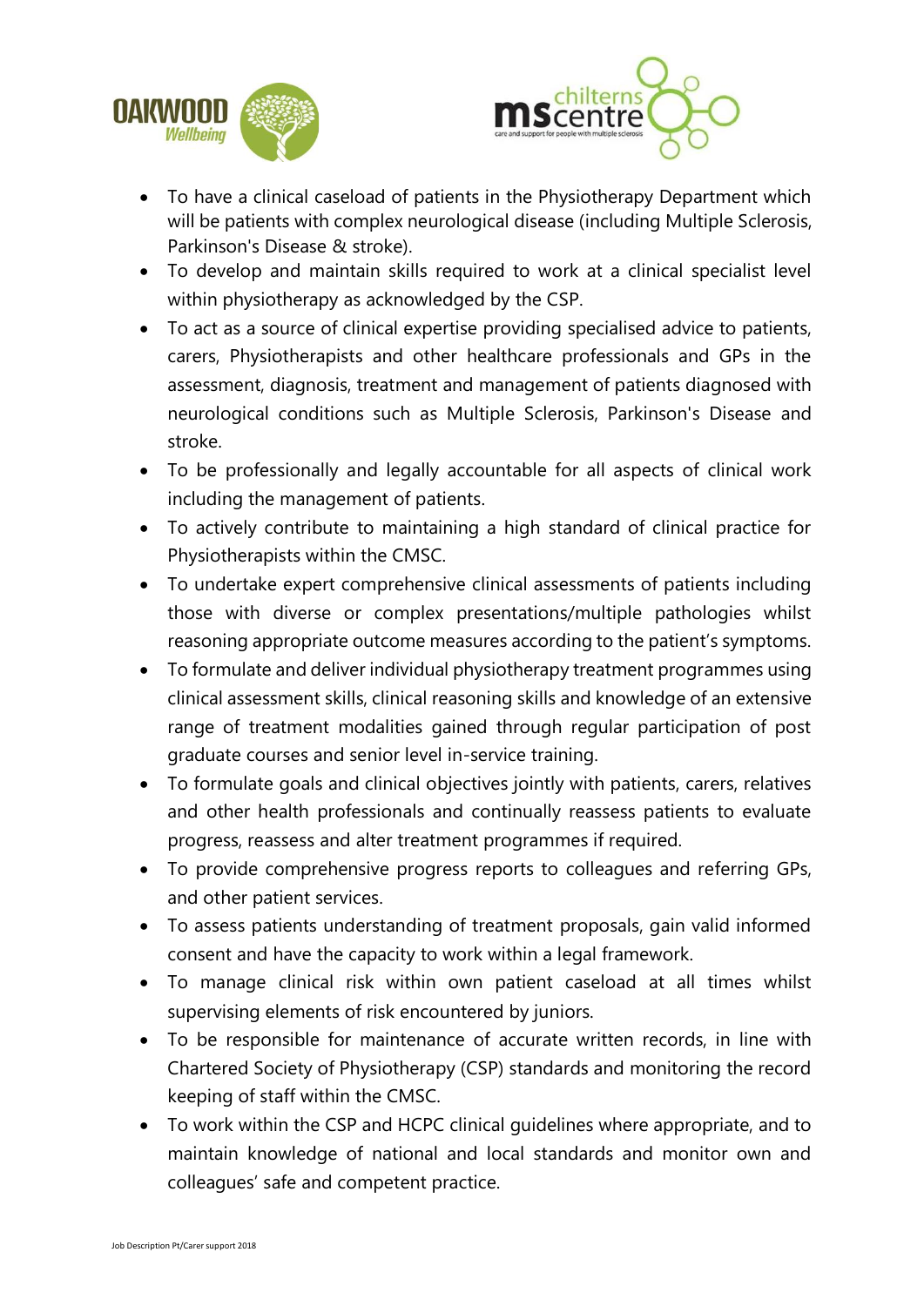- To have a clinical caseload of patients in the Physiotherapy Department which will be patients with complex neurological disease (including Multiple Sclerosis, Parkinson's Disease & stroke).
- To develop and maintain skills required to work at a clinical specialist level within physiotherapy as acknowledged by the CSP.
- To act as a source of clinical expertise providing specialised advice to patients, carers, Physiotherapists and other healthcare professionals and GPs in the assessment, diagnosis, treatment and management of patients diagnosed with neurological conditions such as Multiple Sclerosis, Parkinson's Disease and stroke.
- To be professionally and legally accountable for all aspects of clinical work including the management of patients.
- To actively contribute to maintaining a high standard of clinical practice for Physiotherapists within the CMSC.
- To undertake expert comprehensive clinical assessments of patients including those with diverse or complex presentations/multiple pathologies whilst reasoning appropriate outcome measures according to the patient's symptoms.
- To formulate and deliver individual physiotherapy treatment programmes using clinical assessment skills, clinical reasoning skills and knowledge of an extensive range of treatment modalities gained through regular participation of post graduate courses and senior level in-service training.
- To formulate goals and clinical objectives jointly with patients, carers, relatives and other health professionals and continually reassess patients to evaluate progress, reassess and alter treatment programmes if required.
- To provide comprehensive progress reports to colleagues and referring GPs, and other patient services.
- To assess patients understanding of treatment proposals, gain valid informed consent and have the capacity to work within a legal framework.
- To manage clinical risk within own patient caseload at all times whilst supervising elements of risk encountered by juniors.
- To be responsible for maintenance of accurate written records, in line with Chartered Society of Physiotherapy (CSP) standards and monitoring the record keeping of staff within the CMSC.
- To work within the CSP and HCPC clinical guidelines where appropriate, and to maintain knowledge of national and local standards and monitor own and colleagues' safe and competent practice.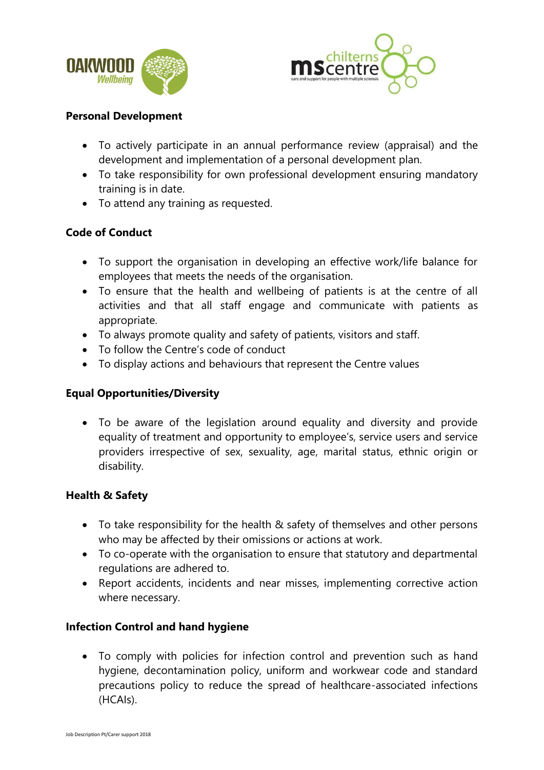**Personal Development**

- To actively participate in an annual performance review (appraisal) and the development and implementation of a personal development plan.
- To take responsibility for own professional development ensuring mandatory training is in date.
- To attend any training as requested.

**Code of Conduct**

- To support the organisation in developing an effective work/life balance for employees that meets the needs of the organisation.
- To ensure that the health and wellbeing of patients is at the centre of all activities and that all staff engage and communicate with patients as appropriate.
- To always promote quality and safety of patients, visitors and staff.
- To follow the Centre's code of conduct
- To display actions and behaviours that represent the Centre values

**Equal Opportunities/Diversity**

- To be aware of the legislation around equality and diversity and provide equality of treatment and opportunity to employee's, service users and service providers irrespective of sex, sexuality, age, marital status, ethnic origin or disability.

**Health & Safety**

- To take responsibility for the health & safety of themselves and other persons who may be affected by their omissions or actions at work.
- To co-operate with the organisation to ensure that statutory and departmental regulations are adhered to.
- Report accidents, incidents and near misses, implementing corrective action where necessary.

**Infection Control and hand hygiene**

- To comply with policies for infection control and prevention such as hand hygiene, decontamination policy, uniform and workwear code and standard precautions policy to reduce the spread of healthcare-associated infections (HCAIs).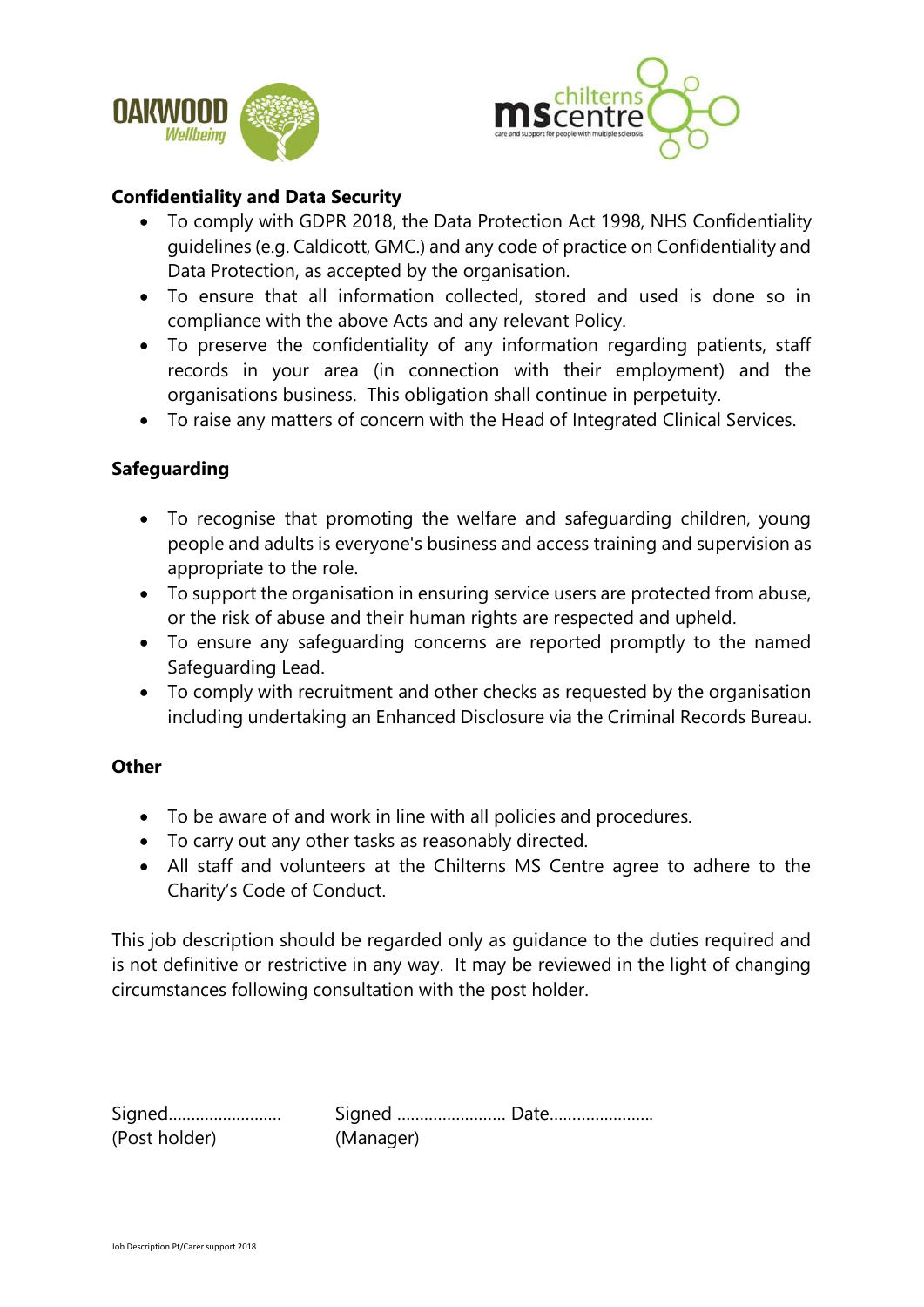### Confidentiality and Data Security

- To comply with GDPR 2018, the Data Protection Act 1998, NHS Confidentiality guidelines (e.g. Caldicott, GMC.) and any code of practice on Confidentiality and Data Protection, as accepted by the organisation.
- To ensure that all information collected, stored and used is done so in compliance with the above Acts and any relevant Policy.
- To preserve the confidentiality of any information regarding patients, staff records in your area (in connection with their employment) and the organisations business. This obligation shall continue in perpetuity.
- To raise any matters of concern with the Head of Integrated Clinical Services.

### Safeguarding

- To recognise that promoting the welfare and safeguarding children, young people and adults is everyone's business and access training and supervision as appropriate to the role.
- To support the organisation in ensuring service users are protected from abuse, or the risk of abuse and their human rights are respected and upheld.
- To ensure any safeguarding concerns are reported promptly to the named Safeguarding Lead.
- To comply with recruitment and other checks as requested by the organisation including undertaking an Enhanced Disclosure via the Criminal Records Bureau.

### Other

- To be aware of and work in line with all policies and procedures.
- To carry out any other tasks as reasonably directed.
- All staff and volunteers at the Chilterns MS Centre agree to adhere to the Charity's Code of Conduct.

This job description should be regarded only as guidance to the duties required and is not definitive or restrictive in any way. It may be reviewed in the light of changing circumstances following consultation with the post holder.

Signed…………………… (Post holder)

Signed …………………… Date…………………… (Manager)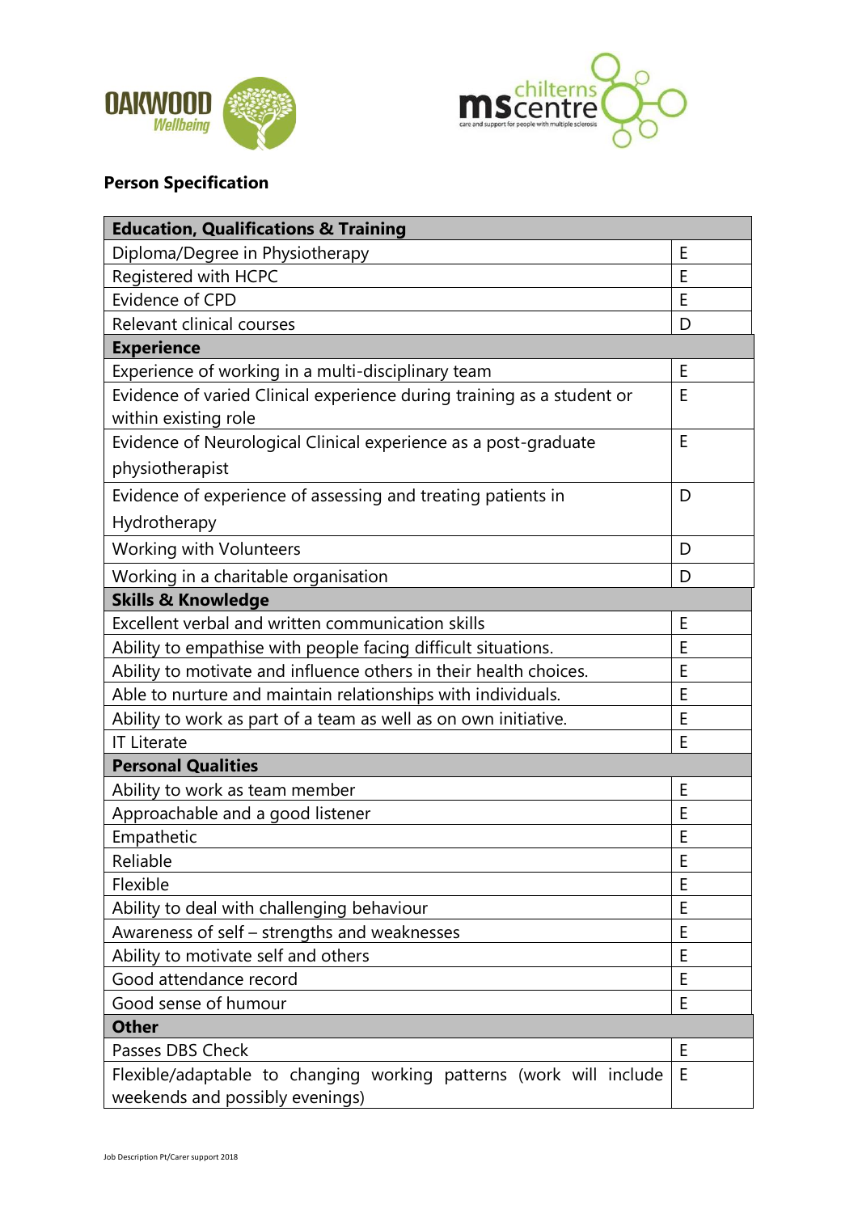**Person Specification**

| | |
|---|---|
| **Education, Qualifications & Training** | |
| Diploma/Degree in Physiotherapy | E |
| Registered with HCPC | E |
| Evidence of CPD | E |
| Relevant clinical courses | D |
| **Experience** | |
| Experience of working in a multi-disciplinary team | E |
| Evidence of varied Clinical experience during training as a student or within existing role | E |
| Evidence of Neurological Clinical experience as a post-graduate physiotherapist | E |
| Evidence of experience of assessing and treating patients in Hydrotherapy | D |
| Working with Volunteers | D |
| Working in a charitable organisation | D |
| **Skills & Knowledge** | |
| Excellent verbal and written communication skills | E |
| Ability to empathise with people facing difficult situations. | E |
| Ability to motivate and influence others in their health choices. | E |
| Able to nurture and maintain relationships with individuals. | E |
| Ability to work as part of a team as well as on own initiative. | E |
| IT Literate | E |
| **Personal Qualities** | |
| Ability to work as team member | E |
| Approachable and a good listener | E |
| Empathetic | E |
| Reliable | E |
| Flexible | E |
| Ability to deal with challenging behaviour | E |
| Awareness of self – strengths and weaknesses | E |
| Ability to motivate self and others | E |
| Good attendance record | E |
| Good sense of humour | E |
| **Other** | |
| Passes DBS Check | E |
| Flexible/adaptable to changing working patterns (work will include weekends and possibly evenings) | E |